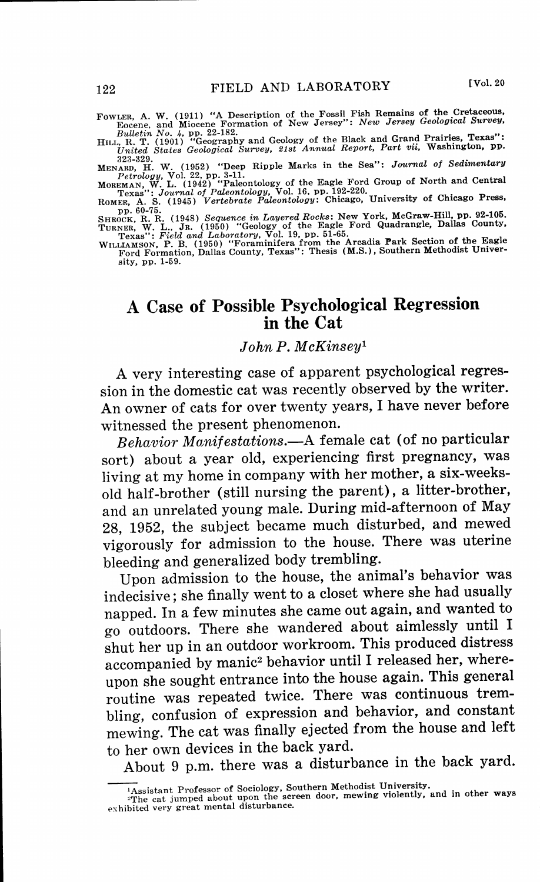FOWLER, A. W. (1911) "A Description of the Fossil Fish Remains of the Cretaceous, Eocene, and Miocene Formation of New Jersey": *New Jersey Geological Survey, Bulletin No. 4*, pp. 22-182.

HILL, R. T. (1901) "Geography and Geology of the Black and Grand Prairies, Texas": *United States Geological Survey, 21st Annual Report, Part vii*, Washington, pp. 323-329.

MENARD, H. W. (1952) "Deep Ripple Marks in the Sea": *Journal of Sedimentary Petrology*, Vol. 22, pp. 3-11.

MOREMAN, W. L. (1942) "Paleontology of the Eagle Ford Group of North and Central Texas": *Journal of Paleontology*, Vol. 16, pp. 192-220.

ROMER, A. S. (1945) *Vertebrate Paleontology*: Chicago, University of Chicago Press, pp. 60-75.

SHROCK, R. R. (1948) *Sequence in Layered Rocks*: New York, McGraw-Hill, pp. 92-105.

TURNER, W. L., JR. (1950) "Geology of the Eagle Ford Quadrangle, Dallas County, Texas": *Field and Laboratory*, Vol. 19, pp. 51-65.

WILLIAMSON, P. B. (1950) "Foraminifera from the Arcadia Park Section of the Eagle Ford Formation, Dallas County, Texas": Thesis (M.S.), Southern Methodist University, pp. 1-59.

# A Case of Possible Psychological Regression in the Cat

*John P. McKinsey*[1]

A very interesting case of apparent psychological regression in the domestic cat was recently observed by the writer. An owner of cats for over twenty years, I have never before witnessed the present phenomenon.

*Behavior Manifestations.*—A female cat (of no particular sort) about a year old, experiencing first pregnancy, was living at my home in company with her mother, a six-weeks-old half-brother (still nursing the parent), a litter-brother, and an unrelated young male. During mid-afternoon of May 28, 1952, the subject became much disturbed, and mewed vigorously for admission to the house. There was uterine bleeding and generalized body trembling.

Upon admission to the house, the animal's behavior was indecisive; she finally went to a closet where she had usually napped. In a few minutes she came out again, and wanted to go outdoors. There she wandered about aimlessly until I shut her up in an outdoor workroom. This produced distress accompanied by manic[2] behavior until I released her, whereupon she sought entrance into the house again. This general routine was repeated twice. There was continuous trembling, confusion of expression and behavior, and constant mewing. The cat was finally ejected from the house and left to her own devices in the back yard.

About 9 p.m. there was a disturbance in the back yard.

[1] Assistant Professor of Sociology, Southern Methodist University.

[2] The cat jumped about upon the screen door, mewing violently, and in other ways exhibited very great mental disturbance.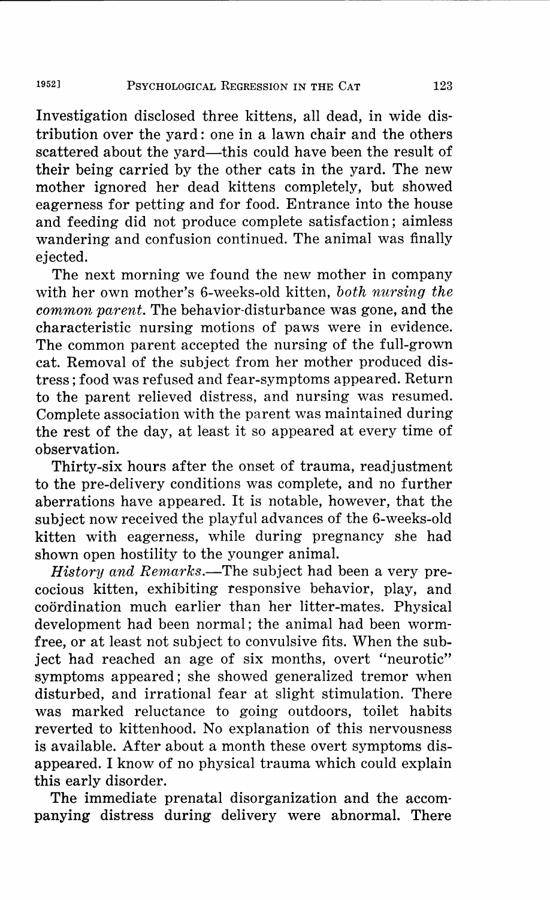Investigation disclosed three kittens, all dead, in wide distribution over the yard: one in a lawn chair and the others scattered about the yard—this could have been the result of their being carried by the other cats in the yard. The new mother ignored her dead kittens completely, but showed eagerness for petting and for food. Entrance into the house and feeding did not produce complete satisfaction; aimless wandering and confusion continued. The animal was finally ejected.

The next morning we found the new mother in company with her own mother's 6-weeks-old kitten, *both nursing the common parent*. The behavior-disturbance was gone, and the characteristic nursing motions of paws were in evidence. The common parent accepted the nursing of the full-grown cat. Removal of the subject from her mother produced distress; food was refused and fear-symptoms appeared. Return to the parent relieved distress, and nursing was resumed. Complete association with the parent was maintained during the rest of the day, at least it so appeared at every time of observation.

Thirty-six hours after the onset of trauma, readjustment to the pre-delivery conditions was complete, and no further aberrations have appeared. It is notable, however, that the subject now received the playful advances of the 6-weeks-old kitten with eagerness, while during pregnancy she had shown open hostility to the younger animal.

*History and Remarks.*—The subject had been a very precocious kitten, exhibiting responsive behavior, play, and coördination much earlier than her litter-mates. Physical development had been normal; the animal had been worm-free, or at least not subject to convulsive fits. When the subject had reached an age of six months, overt "neurotic" symptoms appeared; she showed generalized tremor when disturbed, and irrational fear at slight stimulation. There was marked reluctance to going outdoors, toilet habits reverted to kittenhood. No explanation of this nervousness is available. After about a month these overt symptoms disappeared. I know of no physical trauma which could explain this early disorder.

The immediate prenatal disorganization and the accompanying distress during delivery were abnormal. There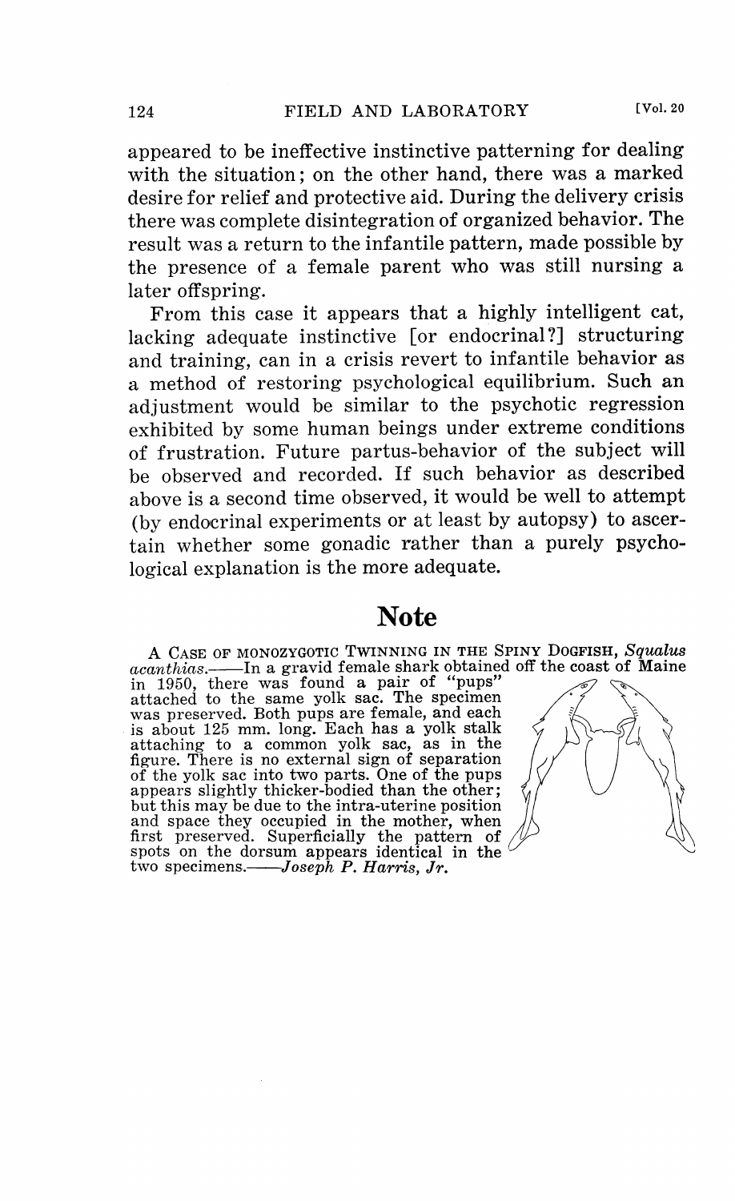appeared to be ineffective instinctive patterning for dealing with the situation; on the other hand, there was a marked desire for relief and protective aid. During the delivery crisis there was complete disintegration of organized behavior. The result was a return to the infantile pattern, made possible by the presence of a female parent who was still nursing a later offspring.

From this case it appears that a highly intelligent cat, lacking adequate instinctive [or endocrinal?] structuring and training, can in a crisis revert to infantile behavior as a method of restoring psychological equilibrium. Such an adjustment would be similar to the psychotic regression exhibited by some human beings under extreme conditions of frustration. Future partus-behavior of the subject will be observed and recorded. If such behavior as described above is a second time observed, it would be well to attempt (by endocrinal experiments or at least by autopsy) to ascertain whether some gonadic rather than a purely psychological explanation is the more adequate.

# Note

A Case of Monozygotic Twinning in the Spiny Dogfish, *Squalus acanthias*.——In a gravid female shark obtained off the coast of Maine in 1950, there was found a pair of "pups" attached to the same yolk sac. The specimen was preserved. Both pups are female, and each is about 125 mm. long. Each has a yolk stalk attaching to a common yolk sac, as in the figure. There is no external sign of separation of the yolk sac into two parts. One of the pups appears slightly thicker-bodied than the other; but this may be due to the intra-uterine position and space they occupied in the mother, when first preserved. Superficially the pattern of spots on the dorsum appears identical in the two specimens.——*Joseph P. Harris, Jr.*